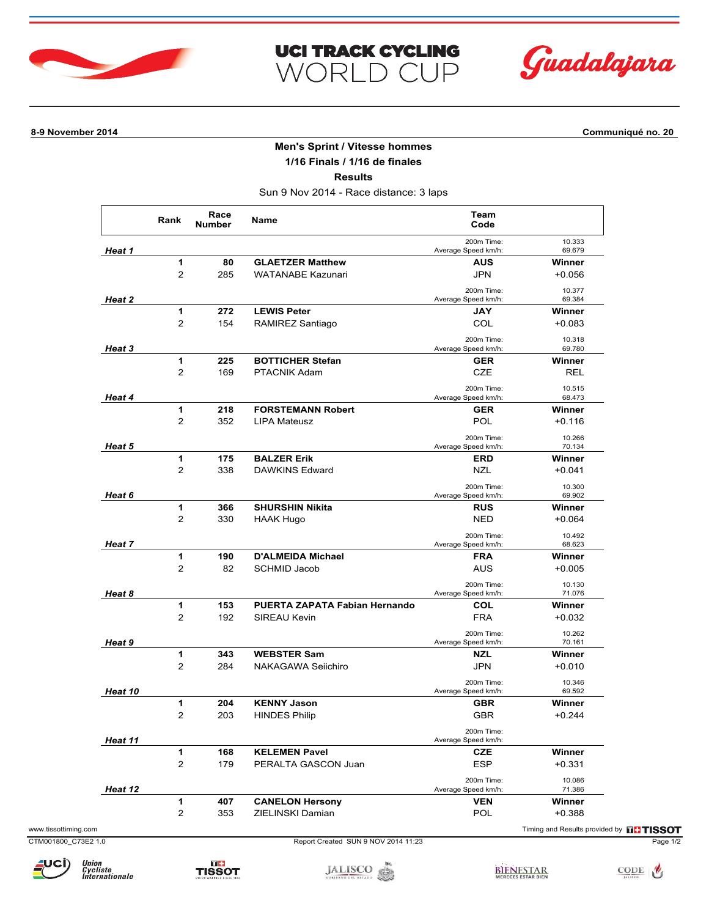# UCI TRACK CYCLING WORLD CUP
## Guadalajara

**8-9 November 2014** | **Communiqué no. 20**

### Men's Sprint / Vitesse hommes
### 1/16 Finals / 1/16 de finales
### Results

Sun 9 Nov 2014 - Race distance: 3 laps

| | Rank | Race Number | Name | Team Code | |
|---|---|---|---|---|---|
| ***Heat 1*** | | | | 200m Time: / Average Speed km/h: | 10.333 / 69.679 |
| | **1** | **80** | **GLAETZER Matthew** | **AUS** | **Winner** |
| | 2 | 285 | WATANABE Kazunari | JPN | +0.056 |
| ***Heat 2*** | | | | 200m Time: / Average Speed km/h: | 10.377 / 69.384 |
| | **1** | **272** | **LEWIS Peter** | **JAY** | **Winner** |
| | 2 | 154 | RAMIREZ Santiago | COL | +0.083 |
| ***Heat 3*** | | | | 200m Time: / Average Speed km/h: | 10.318 / 69.780 |
| | **1** | **225** | **BOTTICHER Stefan** | **GER** | **Winner** |
| | 2 | 169 | PTACNIK Adam | CZE | REL |
| ***Heat 4*** | | | | 200m Time: / Average Speed km/h: | 10.515 / 68.473 |
| | **1** | **218** | **FORSTEMANN Robert** | **GER** | **Winner** |
| | 2 | 352 | LIPA Mateusz | POL | +0.116 |
| ***Heat 5*** | | | | 200m Time: / Average Speed km/h: | 10.266 / 70.134 |
| | **1** | **175** | **BALZER Erik** | **ERD** | **Winner** |
| | 2 | 338 | DAWKINS Edward | NZL | +0.041 |
| ***Heat 6*** | | | | 200m Time: / Average Speed km/h: | 10.300 / 69.902 |
| | **1** | **366** | **SHURSHIN Nikita** | **RUS** | **Winner** |
| | 2 | 330 | HAAK Hugo | NED | +0.064 |
| ***Heat 7*** | | | | 200m Time: / Average Speed km/h: | 10.492 / 68.623 |
| | **1** | **190** | **D'ALMEIDA Michael** | **FRA** | **Winner** |
| | 2 | 82 | SCHMID Jacob | AUS | +0.005 |
| ***Heat 8*** | | | | 200m Time: / Average Speed km/h: | 10.130 / 71.076 |
| | **1** | **153** | **PUERTA ZAPATA Fabian Hernando** | **COL** | **Winner** |
| | 2 | 192 | SIREAU Kevin | FRA | +0.032 |
| ***Heat 9*** | | | | 200m Time: / Average Speed km/h: | 10.262 / 70.161 |
| | **1** | **343** | **WEBSTER Sam** | **NZL** | **Winner** |
| | 2 | 284 | NAKAGAWA Seiichiro | JPN | +0.010 |
| ***Heat 10*** | | | | 200m Time: / Average Speed km/h: | 10.346 / 69.592 |
| | **1** | **204** | **KENNY Jason** | **GBR** | **Winner** |
| | 2 | 203 | HINDES Philip | GBR | +0.244 |
| ***Heat 11*** | | | | 200m Time: / Average Speed km/h: | |
| | **1** | **168** | **KELEMEN Pavel** | **CZE** | **Winner** |
| | 2 | 179 | PERALTA GASCON Juan | ESP | +0.331 |
| ***Heat 12*** | | | | 200m Time: / Average Speed km/h: | 10.086 / 71.386 |
| | **1** | **407** | **CANELON Hersony** | **VEN** | **Winner** |
| | 2 | 353 | ZIELINSKI Damian | POL | +0.388 |

www.tissottiming.com — Timing and Results provided by TISSOT

CTM001800_C73E2 1.0 — Report Created SUN 9 NOV 2014 11:23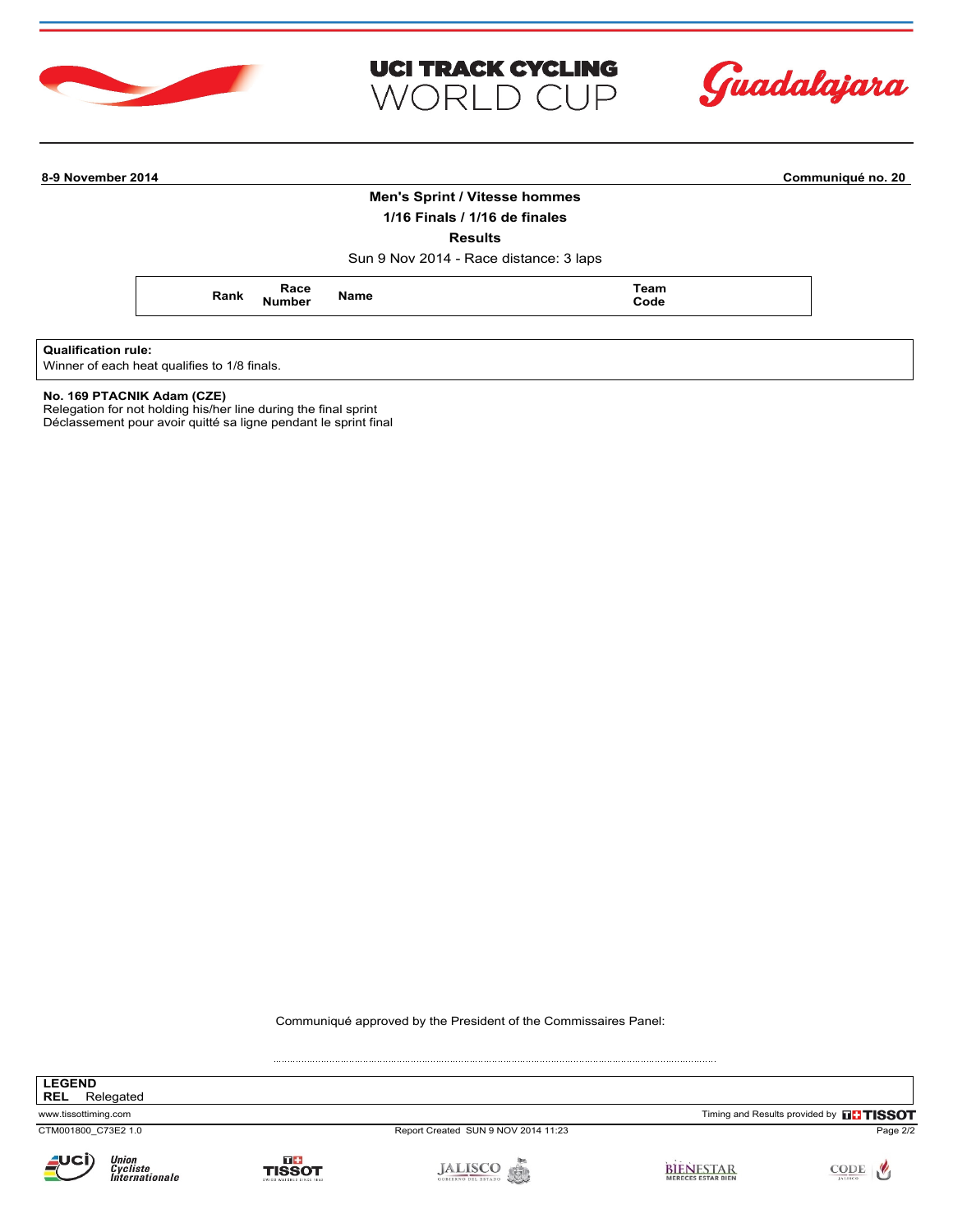8-9 November 2014 — Communiqué no. 20

## Men's Sprint / Vitesse hommes

### 1/16 Finals / 1/16 de finales

### Results

Sun 9 Nov 2014 - Race distance: 3 laps

| Rank | Race Number | Name | Team Code |
| --- | --- | --- | --- |

**Qualification rule:**
Winner of each heat qualifies to 1/8 finals.

**No. 169 PTACNIK Adam (CZE)**
Relegation for not holding his/her line during the final sprint
Déclassement pour avoir quitté sa ligne pendant le sprint final

Communiqué approved by the President of the Commissaires Panel:

..........................................................................................................................................

**LEGEND**
**REL** Relegated

www.tissottiming.com — Timing and Results provided by TISSOT

CTM001800_C73E2 1.0 — Report Created SUN 9 NOV 2014 11:23